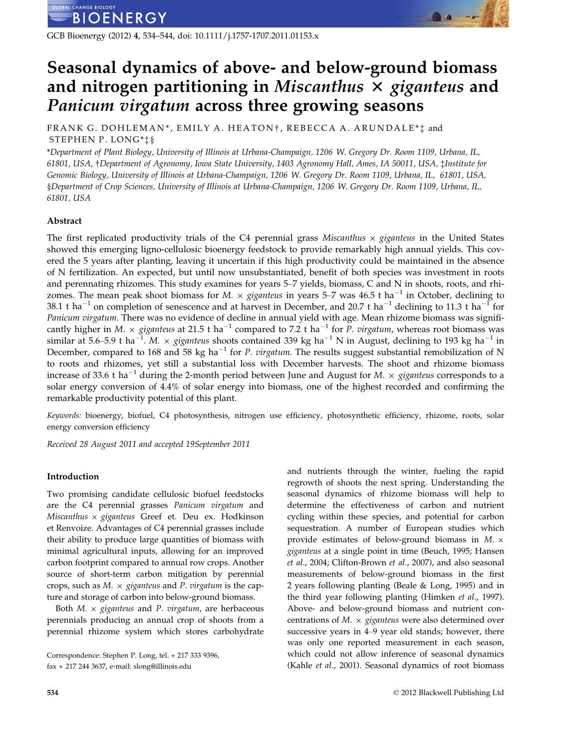# Seasonal dynamics of above- and below-ground biomass and nitrogen partitioning in *Miscanthus × giganteus* and *Panicum virgatum* across three growing seasons

FRANK G. DOHLEMAN*, EMILY A. HEATON†, REBECCA A. ARUNDALE*‡ and STEPHEN P. LONG*‡§

*Department of Plant Biology, University of Illinois at Urbana-Champaign, 1206 W. Gregory Dr. Room 1109, Urbana, IL, 61801, USA, †Department of Agronomy, Iowa State University, 1403 Agronomy Hall, Ames, IA 50011, USA, ‡Institute for Genomic Biology, University of Illinois at Urbana-Champaign, 1206 W. Gregory Dr. Room 1109, Urbana, IL, 61801, USA, §Department of Crop Sciences, University of Illinois at Urbana-Champaign, 1206 W. Gregory Dr. Room 1109, Urbana, IL, 61801, USA*

## Abstract

The first replicated productivity trials of the C4 perennial grass *Miscanthus × giganteus* in the United States showed this emerging ligno-cellulosic bioenergy feedstock to provide remarkably high annual yields. This covered the 5 years after planting, leaving it uncertain if this high productivity could be maintained in the absence of N fertilization. An expected, but until now unsubstantiated, benefit of both species was investment in roots and perennating rhizomes. This study examines for years 5–7 yields, biomass, C and N in shoots, roots, and rhizomes. The mean peak shoot biomass for *M. × giganteus* in years 5–7 was 46.5 t ha$^{-1}$ in October, declining to 38.1 t ha$^{-1}$ on completion of senescence and at harvest in December, and 20.7 t ha$^{-1}$ declining to 11.3 t ha$^{-1}$ for *Panicum virgatum*. There was no evidence of decline in annual yield with age. Mean rhizome biomass was significantly higher in *M. × giganteus* at 21.5 t ha$^{-1}$ compared to 7.2 t ha$^{-1}$ for *P. virgatum*, whereas root biomass was similar at 5.6–5.9 t ha$^{-1}$. *M. × giganteus* shoots contained 339 kg ha$^{-1}$ N in August, declining to 193 kg ha$^{-1}$ in December, compared to 168 and 58 kg ha$^{-1}$ for *P. virgatum*. The results suggest substantial remobilization of N to roots and rhizomes, yet still a substantial loss with December harvests. The shoot and rhizome biomass increase of 33.6 t ha$^{-1}$ during the 2-month period between June and August for *M. × giganteus* corresponds to a solar energy conversion of 4.4% of solar energy into biomass, one of the highest recorded and confirming the remarkable productivity potential of this plant.

*Keywords:* bioenergy, biofuel, C4 photosynthesis, nitrogen use efficiency, photosynthetic efficiency, rhizome, roots, solar energy conversion efficiency

*Received 28 August 2011 and accepted 19September 2011*

## Introduction

Two promising candidate cellulosic biofuel feedstocks are the C4 perennial grasses *Panicum virgatum* and *Miscanthus × giganteus* Greef et. Deu ex. Hodkinson et Renvoize. Advantages of C4 perennial grasses include their ability to produce large quantities of biomass with minimal agricultural inputs, allowing for an improved carbon footprint compared to annual row crops. Another source of short-term carbon mitigation by perennial crops, such as *M. × giganteus* and *P. virgatum* is the capture and storage of carbon into below-ground biomass.

Both *M. × giganteus* and *P. virgatum*, are herbaceous perennials producing an annual crop of shoots from a perennial rhizome system which stores carbohydrate and nutrients through the winter, fueling the rapid regrowth of shoots the next spring. Understanding the seasonal dynamics of rhizome biomass will help to determine the effectiveness of carbon and nutrient cycling within these species, and potential for carbon sequestration. A number of European studies which provide estimates of below-ground biomass in *M. × giganteus* at a single point in time (Beuch, 1995; Hansen *et al*., 2004; Clifton-Brown *et al*., 2007), and also seasonal measurements of below-ground biomass in the first 2 years following planting (Beale & Long, 1995) and in the third year following planting (Himken *et al*., 1997). Above- and below-ground biomass and nutrient concentrations of *M. × giganteus* were also determined over successive years in 4–9 year old stands; however, there was only one reported measurement in each season, which could not allow inference of seasonal dynamics (Kahle *et al*., 2001). Seasonal dynamics of root biomass

Correspondence: Stephen P. Long, tel. + 217 333 9396, fax + 217 244 3637, e-mail: slong@illinois.edu

© 2012 Blackwell Publishing Ltd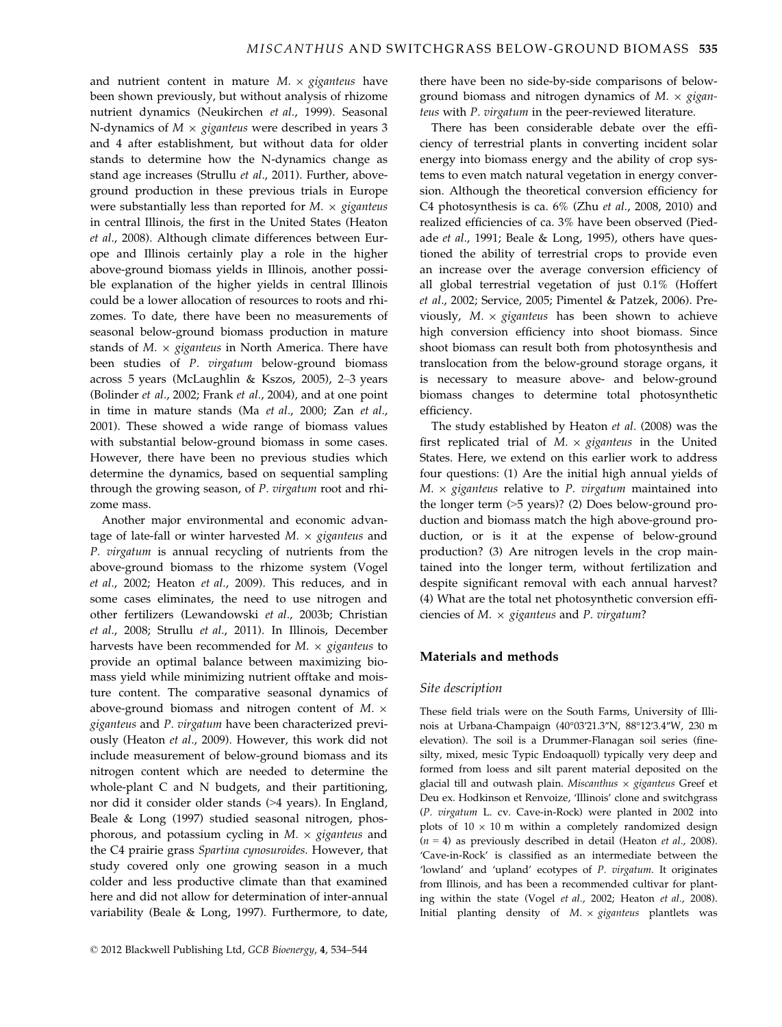and nutrient content in mature *M.* × *giganteus* have been shown previously, but without analysis of rhizome nutrient dynamics (Neukirchen *et al.*, 1999). Seasonal N-dynamics of *M* × *giganteus* were described in years 3 and 4 after establishment, but without data for older stands to determine how the N-dynamics change as stand age increases (Strullu *et al.*, 2011). Further, above-ground production in these previous trials in Europe were substantially less than reported for *M.* × *giganteus* in central Illinois, the first in the United States (Heaton *et al.*, 2008). Although climate differences between Europe and Illinois certainly play a role in the higher above-ground biomass yields in Illinois, another possible explanation of the higher yields in central Illinois could be a lower allocation of resources to roots and rhizomes. To date, there have been no measurements of seasonal below-ground biomass production in mature stands of *M.* × *giganteus* in North America. There have been studies of *P. virgatum* below-ground biomass across 5 years (McLaughlin & Kszos, 2005), 2–3 years (Bolinder *et al.*, 2002; Frank *et al.*, 2004), and at one point in time in mature stands (Ma *et al.*, 2000; Zan *et al.*, 2001). These showed a wide range of biomass values with substantial below-ground biomass in some cases. However, there have been no previous studies which determine the dynamics, based on sequential sampling through the growing season, of *P. virgatum* root and rhizome mass.

Another major environmental and economic advantage of late-fall or winter harvested *M.* × *giganteus* and *P. virgatum* is annual recycling of nutrients from the above-ground biomass to the rhizome system (Vogel *et al.*, 2002; Heaton *et al.*, 2009). This reduces, and in some cases eliminates, the need to use nitrogen and other fertilizers (Lewandowski *et al.*, 2003b; Christian *et al.*, 2008; Strullu *et al.*, 2011). In Illinois, December harvests have been recommended for *M.* × *giganteus* to provide an optimal balance between maximizing biomass yield while minimizing nutrient offtake and moisture content. The comparative seasonal dynamics of above-ground biomass and nitrogen content of *M.* × *giganteus* and *P. virgatum* have been characterized previously (Heaton *et al.*, 2009). However, this work did not include measurement of below-ground biomass and its nitrogen content which are needed to determine the whole-plant C and N budgets, and their partitioning, nor did it consider older stands (>4 years). In England, Beale & Long (1997) studied seasonal nitrogen, phosphorous, and potassium cycling in *M.* × *giganteus* and the C4 prairie grass *Spartina cynosuroides*. However, that study covered only one growing season in a much colder and less productive climate than that examined here and did not allow for determination of inter-annual variability (Beale & Long, 1997). Furthermore, to date, there have been no side-by-side comparisons of below-ground biomass and nitrogen dynamics of *M.* × *giganteus* with *P. virgatum* in the peer-reviewed literature.

There has been considerable debate over the efficiency of terrestrial plants in converting incident solar energy into biomass energy and the ability of crop systems to even match natural vegetation in energy conversion. Although the theoretical conversion efficiency for C4 photosynthesis is ca. 6% (Zhu *et al.*, 2008, 2010) and realized efficiencies of ca. 3% have been observed (Piedade *et al.*, 1991; Beale & Long, 1995), others have questioned the ability of terrestrial crops to provide even an increase over the average conversion efficiency of all global terrestrial vegetation of just 0.1% (Hoffert *et al.*, 2002; Service, 2005; Pimentel & Patzek, 2006). Previously, *M.* × *giganteus* has been shown to achieve high conversion efficiency into shoot biomass. Since shoot biomass can result both from photosynthesis and translocation from the below-ground storage organs, it is necessary to measure above- and below-ground biomass changes to determine total photosynthetic efficiency.

The study established by Heaton *et al.* (2008) was the first replicated trial of *M.* × *giganteus* in the United States. Here, we extend on this earlier work to address four questions: (1) Are the initial high annual yields of *M.* × *giganteus* relative to *P. virgatum* maintained into the longer term (>5 years)? (2) Does below-ground production and biomass match the high above-ground production, or is it at the expense of below-ground production? (3) Are nitrogen levels in the crop maintained into the longer term, without fertilization and despite significant removal with each annual harvest? (4) What are the total net photosynthetic conversion efficiencies of *M.* × *giganteus* and *P. virgatum*?

## Materials and methods

### Site description

These field trials were on the South Farms, University of Illinois at Urbana-Champaign (40°03′21.3″N, 88°12′3.4″W, 230 m elevation). The soil is a Drummer-Flanagan soil series (fine-silty, mixed, mesic Typic Endoaquoll) typically very deep and formed from loess and silt parent material deposited on the glacial till and outwash plain. *Miscanthus* × *giganteus* Greef et Deu ex. Hodkinson et Renvoize, 'Illinois' clone and switchgrass (*P. virgatum* L. cv. Cave-in-Rock) were planted in 2002 into plots of 10 × 10 m within a completely randomized design ($n = 4$) as previously described in detail (Heaton *et al.*, 2008). 'Cave-in-Rock' is classified as an intermediate between the 'lowland' and 'upland' ecotypes of *P. virgatum*. It originates from Illinois, and has been a recommended cultivar for planting within the state (Vogel *et al.*, 2002; Heaton *et al.*, 2008). Initial planting density of *M.* × *giganteus* plantlets was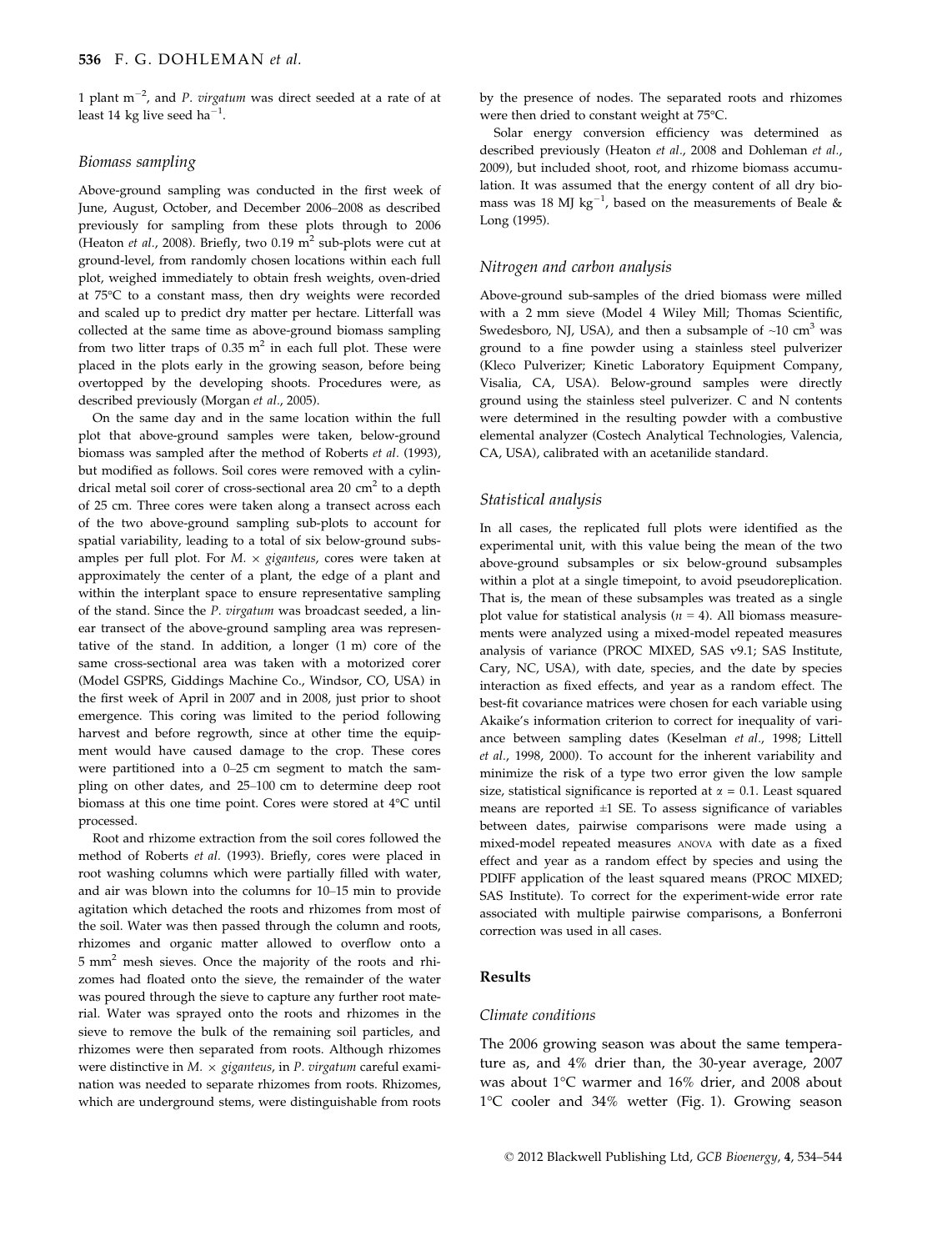1 plant $m^{-2}$, and *P. virgatum* was direct seeded at a rate of at least 14 kg live seed $ha^{-1}$.

### Biomass sampling

Above-ground sampling was conducted in the first week of June, August, October, and December 2006–2008 as described previously for sampling from these plots through to 2006 (Heaton *et al*., 2008). Briefly, two 0.19 $m^2$ sub-plots were cut at ground-level, from randomly chosen locations within each full plot, weighed immediately to obtain fresh weights, oven-dried at 75°C to a constant mass, then dry weights were recorded and scaled up to predict dry matter per hectare. Litterfall was collected at the same time as above-ground biomass sampling from two litter traps of 0.35 $m^2$ in each full plot. These were placed in the plots early in the growing season, before being overtopped by the developing shoots. Procedures were, as described previously (Morgan *et al*., 2005).

On the same day and in the same location within the full plot that above-ground samples were taken, below-ground biomass was sampled after the method of Roberts *et al*. (1993), but modified as follows. Soil cores were removed with a cylindrical metal soil corer of cross-sectional area 20 $cm^2$ to a depth of 25 cm. Three cores were taken along a transect across each of the two above-ground sampling sub-plots to account for spatial variability, leading to a total of six below-ground subsamples per full plot. For *M.* × *giganteus*, cores were taken at approximately the center of a plant, the edge of a plant and within the interplant space to ensure representative sampling of the stand. Since the *P. virgatum* was broadcast seeded, a linear transect of the above-ground sampling area was representative of the stand. In addition, a longer (1 m) core of the same cross-sectional area was taken with a motorized corer (Model GSPRS, Giddings Machine Co., Windsor, CO, USA) in the first week of April in 2007 and in 2008, just prior to shoot emergence. This coring was limited to the period following harvest and before regrowth, since at other time the equipment would have caused damage to the crop. These cores were partitioned into a 0–25 cm segment to match the sampling on other dates, and 25–100 cm to determine deep root biomass at this one time point. Cores were stored at 4°C until processed.

Root and rhizome extraction from the soil cores followed the method of Roberts *et al*. (1993). Briefly, cores were placed in root washing columns which were partially filled with water, and air was blown into the columns for 10–15 min to provide agitation which detached the roots and rhizomes from most of the soil. Water was then passed through the column and roots, rhizomes and organic matter allowed to overflow onto a 5 $mm^2$ mesh sieves. Once the majority of the roots and rhizomes had floated onto the sieve, the remainder of the water was poured through the sieve to capture any further root material. Water was sprayed onto the roots and rhizomes in the sieve to remove the bulk of the remaining soil particles, and rhizomes were then separated from roots. Although rhizomes were distinctive in *M.* × *giganteus*, in *P. virgatum* careful examination was needed to separate rhizomes from roots. Rhizomes, which are underground stems, were distinguishable from roots by the presence of nodes. The separated roots and rhizomes were then dried to constant weight at 75°C.

Solar energy conversion efficiency was determined as described previously (Heaton *et al*., 2008 and Dohleman *et al*., 2009), but included shoot, root, and rhizome biomass accumulation. It was assumed that the energy content of all dry biomass was 18 MJ $kg^{-1}$, based on the measurements of Beale & Long (1995).

### Nitrogen and carbon analysis

Above-ground sub-samples of the dried biomass were milled with a 2 mm sieve (Model 4 Wiley Mill; Thomas Scientific, Swedesboro, NJ, USA), and then a subsample of ~10 $cm^3$ was ground to a fine powder using a stainless steel pulverizer (Kleco Pulverizer; Kinetic Laboratory Equipment Company, Visalia, CA, USA). Below-ground samples were directly ground using the stainless steel pulverizer. C and N contents were determined in the resulting powder with a combustive elemental analyzer (Costech Analytical Technologies, Valencia, CA, USA), calibrated with an acetanilide standard.

### Statistical analysis

In all cases, the replicated full plots were identified as the experimental unit, with this value being the mean of the two above-ground subsamples or six below-ground subsamples within a plot at a single timepoint, to avoid pseudoreplication. That is, the mean of these subsamples was treated as a single plot value for statistical analysis ($n = 4$). All biomass measurements were analyzed using a mixed-model repeated measures analysis of variance (PROC MIXED, SAS v9.1; SAS Institute, Cary, NC, USA), with date, species, and the date by species interaction as fixed effects, and year as a random effect. The best-fit covariance matrices were chosen for each variable using Akaike's information criterion to correct for inequality of variance between sampling dates (Keselman *et al*., 1998; Littell *et al*., 1998, 2000). To account for the inherent variability and minimize the risk of a type two error given the low sample size, statistical significance is reported at $\alpha = 0.1$. Least squared means are reported ±1 SE. To assess significance of variables between dates, pairwise comparisons were made using a mixed-model repeated measures ANOVA with date as a fixed effect and year as a random effect by species and using the PDIFF application of the least squared means (PROC MIXED; SAS Institute). To correct for the experiment-wide error rate associated with multiple pairwise comparisons, a Bonferroni correction was used in all cases.

## Results

### Climate conditions

The 2006 growing season was about the same temperature as, and 4% drier than, the 30-year average, 2007 was about 1°C warmer and 16% drier, and 2008 about 1°C cooler and 34% wetter (Fig. 1). Growing season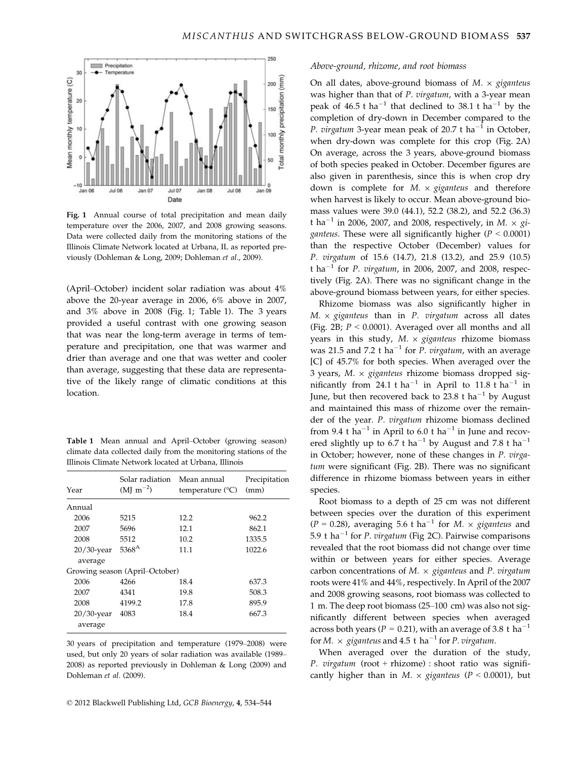Fig. 1 Annual course of total precipitation and mean daily temperature over the 2006, 2007, and 2008 growing seasons. Data were collected daily from the monitoring stations of the Illinois Climate Network located at Urbana, IL as reported previously (Dohleman & Long, 2009; Dohleman *et al*., 2009).

(April–October) incident solar radiation was about 4% above the 20-year average in 2006, 6% above in 2007, and 3% above in 2008 (Fig. 1; Table 1). The 3 years provided a useful contrast with one growing season that was near the long-term average in terms of temperature and precipitation, one that was warmer and drier than average and one that was wetter and cooler than average, suggesting that these data are representative of the likely range of climatic conditions at this location.

Table 1 Mean annual and April–October (growing season) climate data collected daily from the monitoring stations of the Illinois Climate Network located at Urbana, Illinois

| Year | Solar radiation (MJ $m^{-2}$) | Mean annual temperature (°C) | Precipitation (mm) |
|---|---|---|---|
| Annual | | | |
| 2006 | 5215 | 12.2 | 962.2 |
| 2007 | 5696 | 12.1 | 862.1 |
| 2008 | 5512 | 10.2 | 1335.5 |
| 20/30-year average | 5368[A] | 11.1 | 1022.6 |
| Growing season (April–October) | | | |
| 2006 | 4266 | 18.4 | 637.3 |
| 2007 | 4341 | 19.8 | 508.3 |
| 2008 | 4199.2 | 17.8 | 895.9 |
| 20/30-year average | 4083 | 18.4 | 667.3 |

30 years of precipitation and temperature (1979–2008) were used, but only 20 years of solar radiation was available (1989–2008) as reported previously in Dohleman & Long (2009) and Dohleman *et al*. (2009).

### Above-ground, rhizome, and root biomass

On all dates, above-ground biomass of *M.* × *giganteus* was higher than that of *P. virgatum*, with a 3-year mean peak of 46.5 t $ha^{-1}$ that declined to 38.1 t $ha^{-1}$ by the completion of dry-down in December compared to the *P. virgatum* 3-year mean peak of 20.7 t $ha^{-1}$ in October, when dry-down was complete for this crop (Fig. 2A) On average, across the 3 years, above-ground biomass of both species peaked in October. December figures are also given in parenthesis, since this is when crop dry down is complete for *M.* × *giganteus* and therefore when harvest is likely to occur. Mean above-ground biomass values were 39.0 (44.1), 52.2 (38.2), and 52.2 (36.3) t $ha^{-1}$ in 2006, 2007, and 2008, respectively, in *M.* × *giganteus*. These were all significantly higher ($P < 0.0001$) than the respective October (December) values for *P. virgatum* of 15.6 (14.7), 21.8 (13.2), and 25.9 (10.5) t $ha^{-1}$ for *P. virgatum*, in 2006, 2007, and 2008, respectively (Fig. 2A). There was no significant change in the above-ground biomass between years, for either species.

Rhizome biomass was also significantly higher in *M.* × *giganteus* than in *P. virgatum* across all dates (Fig. 2B; $P < 0.0001$). Averaged over all months and all years in this study, *M.* × *giganteus* rhizome biomass was 21.5 and 7.2 t $ha^{-1}$ for *P. virgatum*, with an average [C] of 45.7% for both species. When averaged over the 3 years, *M.* × *giganteus* rhizome biomass dropped significantly from 24.1 t $ha^{-1}$ in April to 11.8 t $ha^{-1}$ in June, but then recovered back to 23.8 t $ha^{-1}$ by August and maintained this mass of rhizome over the remainder of the year. *P. virgatum* rhizome biomass declined from 9.4 t $ha^{-1}$ in April to 6.0 t $ha^{-1}$ in June and recovered slightly up to 6.7 t $ha^{-1}$ by August and 7.8 t $ha^{-1}$ in October; however, none of these changes in *P. virgatum* were significant (Fig. 2B). There was no significant difference in rhizome biomass between years in either species.

Root biomass to a depth of 25 cm was not different between species over the duration of this experiment ($P = 0.28$), averaging 5.6 t $ha^{-1}$ for *M.* × *giganteus* and 5.9 t $ha^{-1}$ for *P. virgatum* (Fig 2C). Pairwise comparisons revealed that the root biomass did not change over time within or between years for either species. Average carbon concentrations of *M.* × *giganteus* and *P. virgatum* roots were 41% and 44%, respectively. In April of the 2007 and 2008 growing seasons, root biomass was collected to 1 m. The deep root biomass (25–100 cm) was also not significantly different between species when averaged across both years ($P = 0.21$), with an average of 3.8 t $ha^{-1}$ for *M.* × *giganteus* and 4.5 t $ha^{-1}$ for *P. virgatum*.

When averaged over the duration of the study, *P. virgatum* (root + rhizome) : shoot ratio was significantly higher than in *M.* × *giganteus* ($P < 0.0001$), but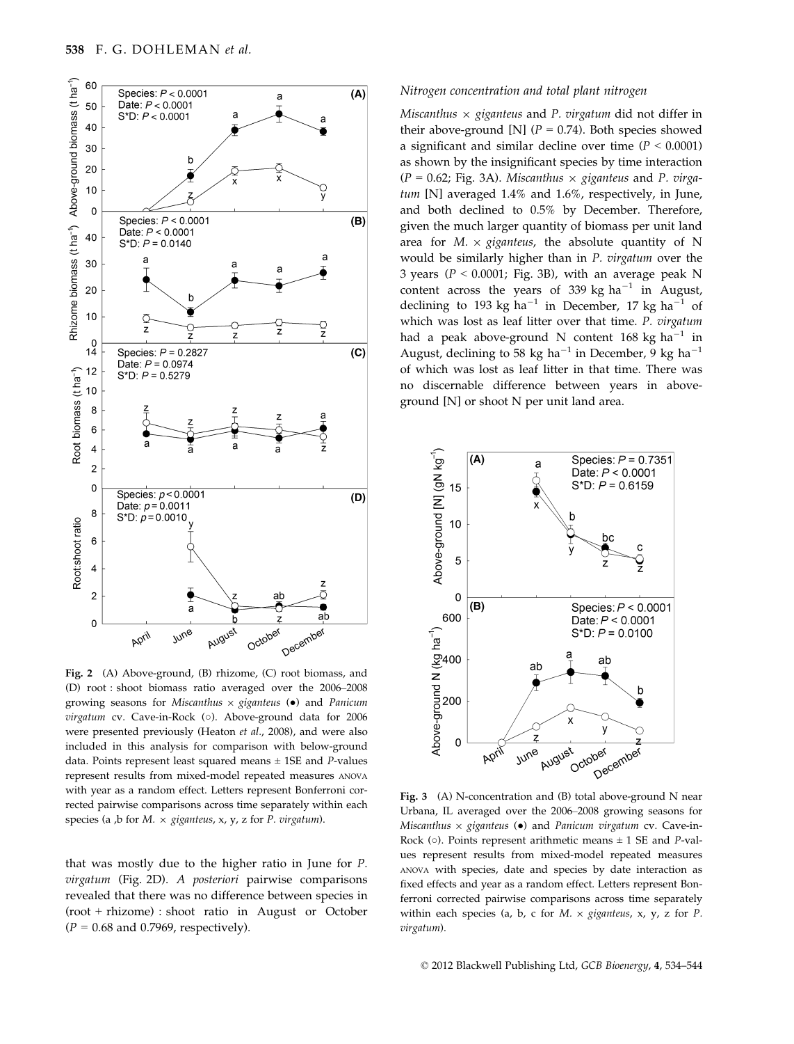Fig. 2 (A) Above-ground, (B) rhizome, (C) root biomass, and (D) root : shoot biomass ratio averaged over the 2006–2008 growing seasons for *Miscanthus* × *giganteus* (●) and *Panicum virgatum* cv. Cave-in-Rock (○). Above-ground data for 2006 were presented previously (Heaton *et al*., 2008), and were also included in this analysis for comparison with below-ground data. Points represent least squared means ± 1SE and *P*-values represent results from mixed-model repeated measures ANOVA with year as a random effect. Letters represent Bonferroni corrected pairwise comparisons across time separately within each species (a ,b for *M.* × *giganteus*, x, y, z for *P. virgatum*).

that was mostly due to the higher ratio in June for *P. virgatum* (Fig. 2D). *A posteriori* pairwise comparisons revealed that there was no difference between species in (root + rhizome) : shoot ratio in August or October ($P = 0.68$ and 0.7969, respectively).

### Nitrogen concentration and total plant nitrogen

*Miscanthus* × *giganteus* and *P. virgatum* did not differ in their above-ground [N] ($P = 0.74$). Both species showed a significant and similar decline over time ($P < 0.0001$) as shown by the insignificant species by time interaction ($P = 0.62$; Fig. 3A). *Miscanthus* × *giganteus* and *P. virgatum* [N] averaged 1.4% and 1.6%, respectively, in June, and both declined to 0.5% by December. Therefore, given the much larger quantity of biomass per unit land area for *M.* × *giganteus*, the absolute quantity of N would be similarly higher than in *P. virgatum* over the 3 years ($P < 0.0001$; Fig. 3B), with an average peak N content across the years of 339 kg ha$^{-1}$ in August, declining to 193 kg ha$^{-1}$ in December, 17 kg ha$^{-1}$ of which was lost as leaf litter over that time. *P. virgatum* had a peak above-ground N content 168 kg ha$^{-1}$ in August, declining to 58 kg ha$^{-1}$ in December, 9 kg ha$^{-1}$ of which was lost as leaf litter in that time. There was no discernable difference between years in above-ground [N] or shoot N per unit land area.

Fig. 3 (A) N-concentration and (B) total above-ground N near Urbana, IL averaged over the 2006–2008 growing seasons for *Miscanthus* × *giganteus* (●) and *Panicum virgatum* cv. Cave-in-Rock (○). Points represent arithmetic means ± 1 SE and *P*-values represent results from mixed-model repeated measures ANOVA with species, date and species by date interaction as fixed effects and year as a random effect. Letters represent Bonferroni corrected pairwise comparisons across time separately within each species (a, b, c for *M.* × *giganteus*, x, y, z for *P. virgatum*).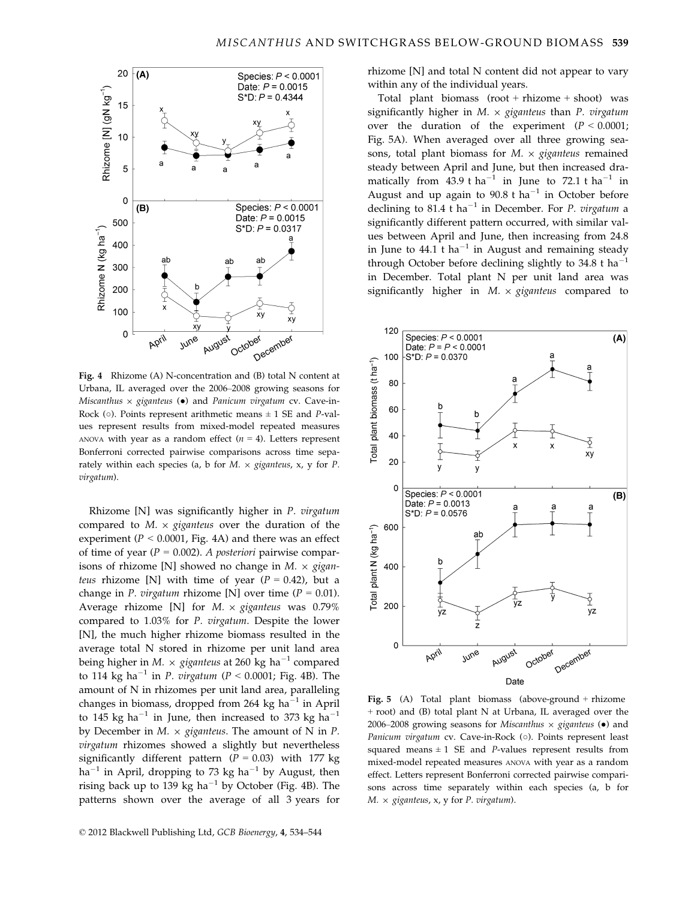**Fig. 4** Rhizome (A) N-concentration and (B) total N content at Urbana, IL averaged over the 2006–2008 growing seasons for *Miscanthus* × *giganteus* (●) and *Panicum virgatum* cv. Cave-in-Rock (○). Points represent arithmetic means ± 1 SE and *P*-values represent results from mixed-model repeated measures ANOVA with year as a random effect ($n = 4$). Letters represent Bonferroni corrected pairwise comparisons across time separately within each species (a, b for *M.* × *giganteus*, x, y for *P. virgatum*).

Rhizome [N] was significantly higher in *P. virgatum* compared to *M.* × *giganteus* over the duration of the experiment ($P < 0.0001$, Fig. 4A) and there was an effect of time of year ($P = 0.002$). *A posteriori* pairwise comparisons of rhizome [N] showed no change in *M.* × *giganteus* rhizome [N] with time of year ($P = 0.42$), but a change in *P. virgatum* rhizome [N] over time ($P = 0.01$). Average rhizome [N] for *M.* × *giganteus* was 0.79% compared to 1.03% for *P. virgatum*. Despite the lower [N], the much higher rhizome biomass resulted in the average total N stored in rhizome per unit land area being higher in *M.* × *giganteus* at 260 kg ha$^{-1}$ compared to 114 kg ha$^{-1}$ in *P. virgatum* ($P < 0.0001$; Fig. 4B). The amount of N in rhizomes per unit land area, paralleling changes in biomass, dropped from 264 kg ha$^{-1}$ in April to 145 kg ha$^{-1}$ in June, then increased to 373 kg ha$^{-1}$ by December in *M.* × *giganteus*. The amount of N in *P. virgatum* rhizomes showed a slightly but nevertheless significantly different pattern ($P = 0.03$) with 177 kg ha$^{-1}$ in April, dropping to 73 kg ha$^{-1}$ by August, then rising back up to 139 kg ha$^{-1}$ by October (Fig. 4B). The patterns shown over the average of all 3 years for rhizome [N] and total N content did not appear to vary within any of the individual years.

Total plant biomass (root + rhizome + shoot) was significantly higher in *M.* × *giganteus* than *P. virgatum* over the duration of the experiment ($P < 0.0001$; Fig. 5A). When averaged over all three growing seasons, total plant biomass for *M.* × *giganteus* remained steady between April and June, but then increased dramatically from 43.9 t ha$^{-1}$ in June to 72.1 t ha$^{-1}$ in August and up again to 90.8 t ha$^{-1}$ in October before declining to 81.4 t ha$^{-1}$ in December. For *P. virgatum* a significantly different pattern occurred, with similar values between April and June, then increasing from 24.8 in June to 44.1 t ha$^{-1}$ in August and remaining steady through October before declining slightly to 34.8 t ha$^{-1}$ in December. Total plant N per unit land area was significantly higher in *M.* × *giganteus* compared to

**Fig. 5** (A) Total plant biomass (above-ground + rhizome + root) and (B) total plant N at Urbana, IL averaged over the 2006–2008 growing seasons for *Miscanthus* × *giganteus* (●) and *Panicum virgatum* cv. Cave-in-Rock (○). Points represent least squared means ± 1 SE and *P*-values represent results from mixed-model repeated measures ANOVA with year as a random effect. Letters represent Bonferroni corrected pairwise comparisons across time separately within each species (a, b for *M.* × *giganteus*, x, y for *P. virgatum*).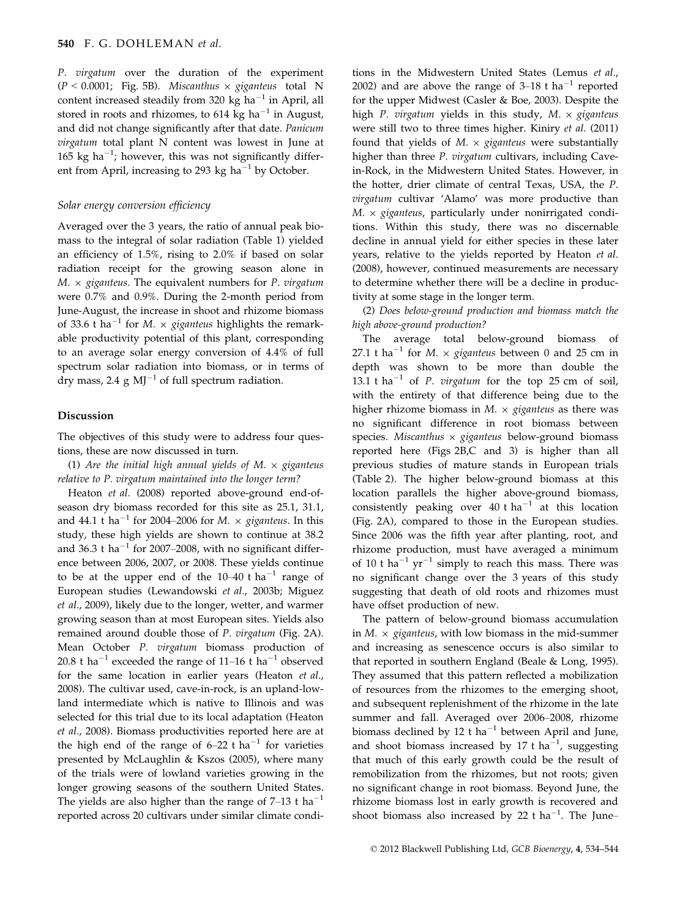*P. virgatum* over the duration of the experiment ($P < 0.0001$; Fig. 5B). *Miscanthus × giganteus* total N content increased steadily from 320 kg ha$^{-1}$ in April, all stored in roots and rhizomes, to 614 kg ha$^{-1}$ in August, and did not change significantly after that date. *Panicum virgatum* total plant N content was lowest in June at 165 kg ha$^{-1}$; however, this was not significantly different from April, increasing to 293 kg ha$^{-1}$ by October.

### Solar energy conversion efficiency

Averaged over the 3 years, the ratio of annual peak biomass to the integral of solar radiation (Table 1) yielded an efficiency of 1.5%, rising to 2.0% if based on solar radiation receipt for the growing season alone in *M. × giganteus*. The equivalent numbers for *P. virgatum* were 0.7% and 0.9%. During the 2-month period from June-August, the increase in shoot and rhizome biomass of 33.6 t ha$^{-1}$ for *M. × giganteus* highlights the remarkable productivity potential of this plant, corresponding to an average solar energy conversion of 4.4% of full spectrum solar radiation into biomass, or in terms of dry mass, 2.4 g MJ$^{-1}$ of full spectrum radiation.

## Discussion

The objectives of this study were to address four questions, these are now discussed in turn.

(1) *Are the initial high annual yields of M. × giganteus relative to P. virgatum maintained into the longer term?*

Heaton *et al.* (2008) reported above-ground end-of-season dry biomass recorded for this site as 25.1, 31.1, and 44.1 t ha$^{-1}$ for 2004–2006 for *M. × giganteus*. In this study, these high yields are shown to continue at 38.2 and 36.3 t ha$^{-1}$ for 2007–2008, with no significant difference between 2006, 2007, or 2008. These yields continue to be at the upper end of the 10–40 t ha$^{-1}$ range of European studies (Lewandowski *et al.*, 2003b; Miguez *et al.*, 2009), likely due to the longer, wetter, and warmer growing season than at most European sites. Yields also remained around double those of *P. virgatum* (Fig. 2A). Mean October *P. virgatum* biomass production of 20.8 t ha$^{-1}$ exceeded the range of 11–16 t ha$^{-1}$ observed for the same location in earlier years (Heaton *et al.*, 2008). The cultivar used, cave-in-rock, is an upland-lowland intermediate which is native to Illinois and was selected for this trial due to its local adaptation (Heaton *et al.*, 2008). Biomass productivities reported here are at the high end of the range of 6–22 t ha$^{-1}$ for varieties presented by McLaughlin & Kszos (2005), where many of the trials were of lowland varieties growing in the longer growing seasons of the southern United States. The yields are also higher than the range of 7–13 t ha$^{-1}$ reported across 20 cultivars under similar climate conditions in the Midwestern United States (Lemus *et al.*, 2002) and are above the range of 3–18 t ha$^{-1}$ reported for the upper Midwest (Casler & Boe, 2003). Despite the high *P. virgatum* yields in this study, *M. × giganteus* were still two to three times higher. Kiniry *et al.* (2011) found that yields of *M. × giganteus* were substantially higher than three *P. virgatum* cultivars, including Cave-in-Rock, in the Midwestern United States. However, in the hotter, drier climate of central Texas, USA, the *P. virgatum* cultivar 'Alamo' was more productive than *M. × giganteus*, particularly under nonirrigated conditions. Within this study, there was no discernable decline in annual yield for either species in these later years, relative to the yields reported by Heaton *et al.* (2008), however, continued measurements are necessary to determine whether there will be a decline in productivity at some stage in the longer term.

(2) *Does below-ground production and biomass match the high above-ground production?*

The average total below-ground biomass of 27.1 t ha$^{-1}$ for *M. × giganteus* between 0 and 25 cm in depth was shown to be more than double the 13.1 t ha$^{-1}$ of *P. virgatum* for the top 25 cm of soil, with the entirety of that difference being due to the higher rhizome biomass in *M. × giganteus* as there was no significant difference in root biomass between species. *Miscanthus × giganteus* below-ground biomass reported here (Figs 2B,C and 3) is higher than all previous studies of mature stands in European trials (Table 2). The higher below-ground biomass at this location parallels the higher above-ground biomass, consistently peaking over 40 t ha$^{-1}$ at this location (Fig. 2A), compared to those in the European studies. Since 2006 was the fifth year after planting, root, and rhizome production, must have averaged a minimum of 10 t ha$^{-1}$ yr$^{-1}$ simply to reach this mass. There was no significant change over the 3 years of this study suggesting that death of old roots and rhizomes must have offset production of new.

The pattern of below-ground biomass accumulation in *M. × giganteus*, with low biomass in the mid-summer and increasing as senescence occurs is also similar to that reported in southern England (Beale & Long, 1995). They assumed that this pattern reflected a mobilization of resources from the rhizomes to the emerging shoot, and subsequent replenishment of the rhizome in the late summer and fall. Averaged over 2006–2008, rhizome biomass declined by 12 t ha$^{-1}$ between April and June, and shoot biomass increased by 17 t ha$^{-1}$, suggesting that much of this early growth could be the result of remobilization from the rhizomes, but not roots; given no significant change in root biomass. Beyond June, the rhizome biomass lost in early growth is recovered and shoot biomass also increased by 22 t ha$^{-1}$. The June–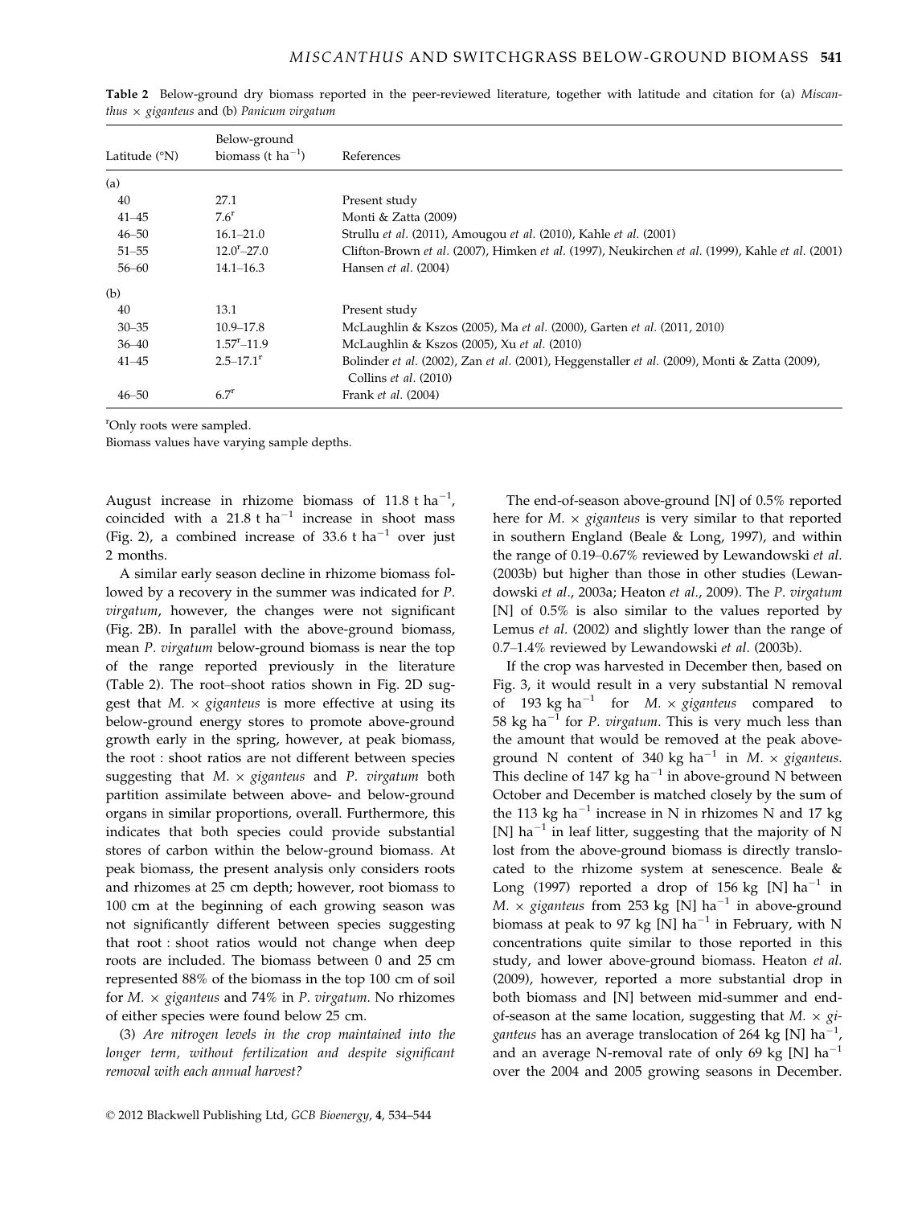**Table 2** Below-ground dry biomass reported in the peer-reviewed literature, together with latitude and citation for (a) *Miscanthus × giganteus* and (b) *Panicum virgatum*

| Latitude (°N) | Below-ground biomass (t ha$^{-1}$) | References |
|---|---|---|
| (a) | | |
| 40 | 27.1 | Present study |
| 41–45 | 7.6$^{r}$ | Monti & Zatta (2009) |
| 46–50 | 16.1–21.0 | Strullu *et al.* (2011), Amougou *et al.* (2010), Kahle *et al.* (2001) |
| 51–55 | 12.0$^{r}$–27.0 | Clifton-Brown *et al.* (2007), Himken *et al.* (1997), Neukirchen *et al.* (1999), Kahle *et al.* (2001) |
| 56–60 | 14.1–16.3 | Hansen *et al.* (2004) |
| (b) | | |
| 40 | 13.1 | Present study |
| 30–35 | 10.9–17.8 | McLaughlin & Kszos (2005), Ma *et al.* (2000), Garten *et al.* (2011, 2010) |
| 36–40 | 1.57$^{r}$–11.9 | McLaughlin & Kszos (2005), Xu *et al.* (2010) |
| 41–45 | 2.5–17.1$^{r}$ | Bolinder *et al.* (2002), Zan *et al.* (2001), Heggenstaller *et al.* (2009), Monti & Zatta (2009), Collins *et al.* (2010) |
| 46–50 | 6.7$^{r}$ | Frank *et al.* (2004) |

$^{r}$Only roots were sampled.
Biomass values have varying sample depths.

August increase in rhizome biomass of 11.8 t ha$^{-1}$, coincided with a 21.8 t ha$^{-1}$ increase in shoot mass (Fig. 2), a combined increase of 33.6 t ha$^{-1}$ over just 2 months.

A similar early season decline in rhizome biomass followed by a recovery in the summer was indicated for *P. virgatum*, however, the changes were not significant (Fig. 2B). In parallel with the above-ground biomass, mean *P. virgatum* below-ground biomass is near the top of the range reported previously in the literature (Table 2). The root–shoot ratios shown in Fig. 2D suggest that *M. × giganteus* is more effective at using its below-ground energy stores to promote above-ground growth early in the spring, however, at peak biomass, the root : shoot ratios are not different between species suggesting that *M. × giganteus* and *P. virgatum* both partition assimilate between above- and below-ground organs in similar proportions, overall. Furthermore, this indicates that both species could provide substantial stores of carbon within the below-ground biomass. At peak biomass, the present analysis only considers roots and rhizomes at 25 cm depth; however, root biomass to 100 cm at the beginning of each growing season was not significantly different between species suggesting that root : shoot ratios would not change when deep roots are included. The biomass between 0 and 25 cm represented 88% of the biomass in the top 100 cm of soil for *M. × giganteus* and 74% in *P. virgatum*. No rhizomes of either species were found below 25 cm.

(3) *Are nitrogen levels in the crop maintained into the longer term, without fertilization and despite significant removal with each annual harvest?*

The end-of-season above-ground [N] of 0.5% reported here for *M. × giganteus* is very similar to that reported in southern England (Beale & Long, 1997), and within the range of 0.19–0.67% reviewed by Lewandowski *et al.* (2003b) but higher than those in other studies (Lewandowski *et al.*, 2003a; Heaton *et al.*, 2009). The *P. virgatum* [N] of 0.5% is also similar to the values reported by Lemus *et al.* (2002) and slightly lower than the range of 0.7–1.4% reviewed by Lewandowski *et al.* (2003b).

If the crop was harvested in December then, based on Fig. 3, it would result in a very substantial N removal of 193 kg ha$^{-1}$ for *M. × giganteus* compared to 58 kg ha$^{-1}$ for *P. virgatum*. This is very much less than the amount that would be removed at the peak above-ground N content of 340 kg ha$^{-1}$ in *M. × giganteus*. This decline of 147 kg ha$^{-1}$ in above-ground N between October and December is matched closely by the sum of the 113 kg ha$^{-1}$ increase in N in rhizomes N and 17 kg [N] ha$^{-1}$ in leaf litter, suggesting that the majority of N lost from the above-ground biomass is directly translocated to the rhizome system at senescence. Beale & Long (1997) reported a drop of 156 kg [N] ha$^{-1}$ in *M. × giganteus* from 253 kg [N] ha$^{-1}$ in above-ground biomass at peak to 97 kg [N] ha$^{-1}$ in February, with N concentrations quite similar to those reported in this study, and lower above-ground biomass. Heaton *et al.* (2009), however, reported a more substantial drop in both biomass and [N] between mid-summer and end-of-season at the same location, suggesting that *M. × giganteus* has an average translocation of 264 kg [N] ha$^{-1}$, and an average N-removal rate of only 69 kg [N] ha$^{-1}$ over the 2004 and 2005 growing seasons in December.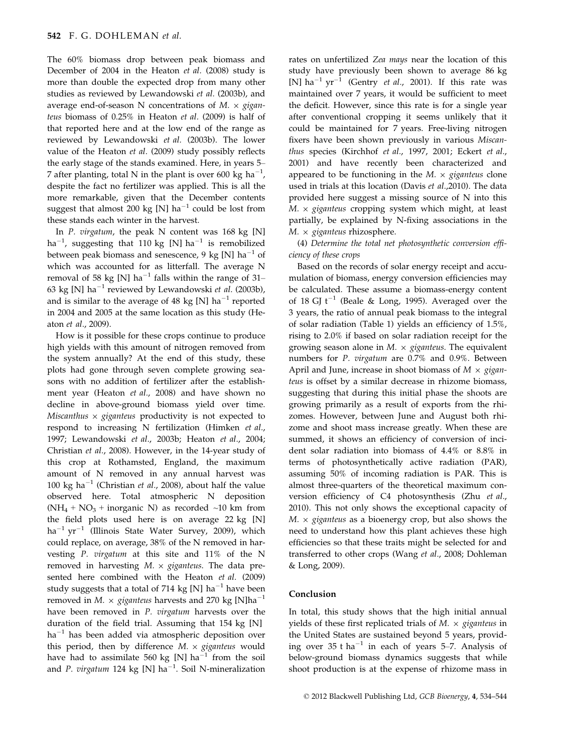The 60% biomass drop between peak biomass and December of 2004 in the Heaton *et al.* (2008) study is more than double the expected drop from many other studies as reviewed by Lewandowski *et al.* (2003b), and average end-of-season N concentrations of *M.* × *giganteus* biomass of 0.25% in Heaton *et al.* (2009) is half of that reported here and at the low end of the range as reviewed by Lewandowski *et al.* (2003b). The lower value of the Heaton *et al.* (2009) study possibly reflects the early stage of the stands examined. Here, in years 5–7 after planting, total N in the plant is over 600 kg $ha^{-1}$, despite the fact no fertilizer was applied. This is all the more remarkable, given that the December contents suggest that almost 200 kg [N] $ha^{-1}$ could be lost from these stands each winter in the harvest.

In *P. virgatum*, the peak N content was 168 kg [N] $ha^{-1}$, suggesting that 110 kg [N] $ha^{-1}$ is remobilized between peak biomass and senescence, 9 kg [N] $ha^{-1}$ of which was accounted for as litterfall. The average N removal of 58 kg [N] $ha^{-1}$ falls within the range of 31–63 kg [N] $ha^{-1}$ reviewed by Lewandowski *et al.* (2003b), and is similar to the average of 48 kg [N] $ha^{-1}$ reported in 2004 and 2005 at the same location as this study (Heaton *et al.*, 2009).

How is it possible for these crops continue to produce high yields with this amount of nitrogen removed from the system annually? At the end of this study, these plots had gone through seven complete growing seasons with no addition of fertilizer after the establishment year (Heaton *et al.*, 2008) and have shown no decline in above-ground biomass yield over time. *Miscanthus* × *giganteus* productivity is not expected to respond to increasing N fertilization (Himken *et al.*, 1997; Lewandowski *et al.*, 2003b; Heaton *et al.*, 2004; Christian *et al.*, 2008). However, in the 14-year study of this crop at Rothamsted, England, the maximum amount of N removed in any annual harvest was 100 kg $ha^{-1}$ (Christian *et al.*, 2008), about half the value observed here. Total atmospheric N deposition ($NH_4$ + $NO_3$ + inorganic N) as recorded ~10 km from the field plots used here is on average 22 kg [N] $ha^{-1}$ $yr^{-1}$ (Illinois State Water Survey, 2009), which could replace, on average, 38% of the N removed in harvesting *P. virgatum* at this site and 11% of the N removed in harvesting *M.* × *giganteus*. The data presented here combined with the Heaton *et al.* (2009) study suggests that a total of 714 kg [N] $ha^{-1}$ have been removed in *M.* × *giganteus* harvests and 270 kg [N]$ha^{-1}$ have been removed in *P. virgatum* harvests over the duration of the field trial. Assuming that 154 kg [N] $ha^{-1}$ has been added via atmospheric deposition over this period, then by difference *M.* × *giganteus* would have had to assimilate 560 kg [N] $ha^{-1}$ from the soil and *P. virgatum* 124 kg [N] $ha^{-1}$. Soil N-mineralization rates on unfertilized *Zea mays* near the location of this study have previously been shown to average 86 kg [N] $ha^{-1}$ $yr^{-1}$ (Gentry *et al.*, 2001). If this rate was maintained over 7 years, it would be sufficient to meet the deficit. However, since this rate is for a single year after conventional cropping it seems unlikely that it could be maintained for 7 years. Free-living nitrogen fixers have been shown previously in various *Miscanthus* species (Kirchhof *et al.*, 1997, 2001; Eckert *et al.*, 2001) and have recently been characterized and appeared to be functioning in the *M.* × *giganteus* clone used in trials at this location (Davis *et al.*,2010). The data provided here suggest a missing source of N into this *M.* × *giganteus* cropping system which might, at least partially, be explained by N-fixing associations in the *M.* × *giganteus* rhizosphere.

(4) *Determine the total net photosynthetic conversion efficiency of these crops*

Based on the records of solar energy receipt and accumulation of biomass, energy conversion efficiencies may be calculated. These assume a biomass-energy content of 18 GJ $t^{-1}$ (Beale & Long, 1995). Averaged over the 3 years, the ratio of annual peak biomass to the integral of solar radiation (Table 1) yields an efficiency of 1.5%, rising to 2.0% if based on solar radiation receipt for the growing season alone in *M.* × *giganteus*. The equivalent numbers for *P. virgatum* are 0.7% and 0.9%. Between April and June, increase in shoot biomass of *M* × *giganteus* is offset by a similar decrease in rhizome biomass, suggesting that during this initial phase the shoots are growing primarily as a result of exports from the rhizomes. However, between June and August both rhizome and shoot mass increase greatly. When these are summed, it shows an efficiency of conversion of incident solar radiation into biomass of 4.4% or 8.8% in terms of photosynthetically active radiation (PAR), assuming 50% of incoming radiation is PAR. This is almost three-quarters of the theoretical maximum conversion efficiency of C4 photosynthesis (Zhu *et al.*, 2010). This not only shows the exceptional capacity of *M.* × *giganteus* as a bioenergy crop, but also shows the need to understand how this plant achieves these high efficiencies so that these traits might be selected for and transferred to other crops (Wang *et al.*, 2008; Dohleman & Long, 2009).

## Conclusion

In total, this study shows that the high initial annual yields of these first replicated trials of *M.* × *giganteus* in the United States are sustained beyond 5 years, providing over 35 t $ha^{-1}$ in each of years 5–7. Analysis of below-ground biomass dynamics suggests that while shoot production is at the expense of rhizome mass in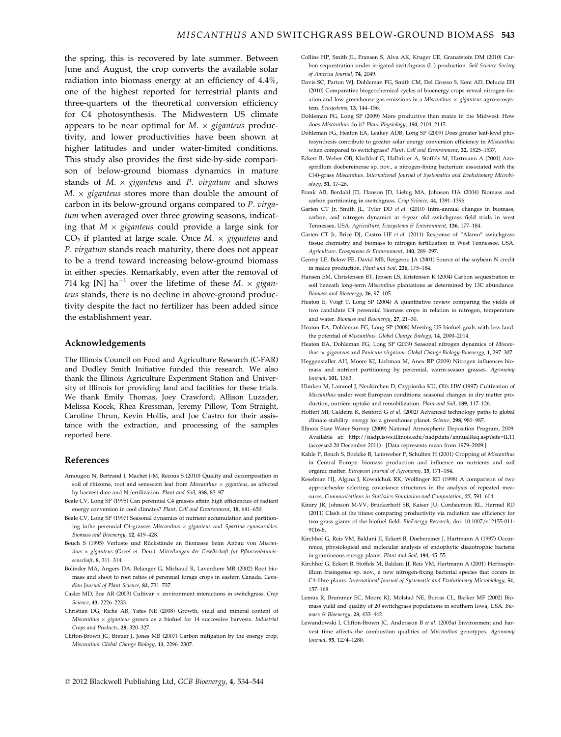the spring, this is recovered by late summer. Between June and August, the crop converts the available solar radiation into biomass energy at an efficiency of 4.4%, one of the highest reported for terrestrial plants and three-quarters of the theoretical conversion efficiency for C4 photosynthesis. The Midwestern US climate appears to be near optimal for *M. × giganteus* productivity, and lower productivities have been shown at higher latitudes and under water-limited conditions. This study also provides the first side-by-side comparison of below-ground biomass dynamics in mature stands of *M. × giganteus* and *P. virgatum* and shows *M. × giganteus* stores more than double the amount of carbon in its below-ground organs compared to *P. virgatum* when averaged over three growing seasons, indicating that *M × giganteus* could provide a large sink for $CO_2$ if planted at large scale. Once *M. × giganteus* and *P. virgatum* stands reach maturity, there does not appear to be a trend toward increasing below-ground biomass in either species. Remarkably, even after the removal of 714 kg [N] $ha^{-1}$ over the lifetime of these *M. × giganteus* stands, there is no decline in above-ground productivity despite the fact no fertilizer has been added since the establishment year.

## Acknowledgements

The Illinois Council on Food and Agriculture Research (C-FAR) and Dudley Smith Initiative funded this research. We also thank the Illinois Agriculture Experiment Station and University of Illinois for providing land and facilities for these trials. We thank Emily Thomas, Joey Crawford, Allison Luzader, Melissa Kocek, Rhea Kressman, Jeremy Pillow, Tom Straight, Caroline Thrun, Kevin Hollis, and Joe Castro for their assistance with the extraction, and processing of the samples reported here.

## References

Amougou N, Bertrand I, Machet J-M, Recous S (2010) Quality and decomposition in soil of rhizome, root and senescent leaf from *Miscanthus × giganteus*, as affected by harvest date and N fertilization. *Plant and Soil*, **338**, 83–97.

Beale CV, Long SP (1995) Can perennial C4 grasses attain high efficiencies of radiant energy conversion in cool climates? *Plant, Cell and Environment*, **18**, 641–650.

Beale CV, Long SP (1997) Seasonal dynamics of nutrient accumulation and partitioning inthe perennial C4-grasses *Miscanthus × giganteus* and *Spartina cynosuroides*. *Biomass and Bioenergy*, **12**, 419–428.

Beuch S (1995) Verluste und Rückstände an Biomasse beim Anbau von *Miscanthus × giganteus* (Greef et. Deu.). *Mitteilungen der Gesellschaft fur Pflanzenbauwissenschaft*, **8**, 311–314.

Bolinder MA, Angers DA, Belanger G, Michaud R, Laverdiere MR (2002) Root biomass and shoot to root ratios of perennial forage crops in eastern Canada. *Canadian Journal of Plant Science*, **82**, 731–737.

Casler MD, Boe AR (2003) Cultivar × environment interactions in switchgrass. *Crop Science*, **43**, 2226–2233.

Christian DG, Riche AB, Yates NE (2008) Growth, yield and mineral content of *Miscanthus × giganteus* grown as a biofuel for 14 successive harvests. *Industrial Crops and Products*, **28**, 320–327.

Clifton-Brown JC, Breuer J, Jones MB (2007) Carbon mitigation by the energy crop, *Miscanthus*. *Global Change Biology*, **13**, 2296–2307.

Collins HP, Smith JL, Fransen S, Alva AK, Kruger CE, Granatstein DM (2010) Carbon sequestration under irrigated switchgrass (L.) production. *Soil Science Society of America Journal*, **74**, 2049.

Davis SC, Parton WJ, Dohleman FG, Smith CM, Del Grosso S, Kent AD, Delucia EH (2010) Comparative biogeochemical cycles of bioenergy crops reveal nitrogen-fixation and low greenhouse gas emissions in a *Miscanthus × giganteus* agro-ecosystem. *Ecosystems*, **13**, 144–156.

Dohleman FG, Long SP (2009) More productive than maize in the Midwest. How does *Miscanthus* do it? *Plant Physiology*, **150**, 2104–2115.

Dohleman FG, Heaton EA, Leakey ADB, Long SP (2009) Does greater leaf-level photosynthesis contribute to greater solar energy conversion efficiency in *Miscanthus* when compared to switchgrass? *Plant, Cell and Environment*, **32**, 1525–1537.

Eckert B, Weber OB, Kirchhof G, Halbritter A, Stoffels M, Hartmann A (2001) Azospirillum doebereinerae sp. nov., a nitrogen-fixing bacterium associated with the C(4)-grass *Miscanthus*. *International Journal of Systematics and Evolutionary Microbiology*, **51**, 17–26.

Frank AB, Berdahl JD, Hanson JD, Liebig MA, Johnson HA (2004) Biomass and carbon partitioning in switchgrass. *Crop Science*, **44**, 1391–1396.

Garten CT Jr, Smith JL, Tyler DD *et al.* (2010) Intra-annual changes in biomass, carbon, and nitrogen dynamics at 4-year old switchgrass field trials in west Tennessee, USA. *Agriculture, Ecosystems & Environment*, **136**, 177–184.

Garten CT Jr, Brice DJ, Castro HF *et al.* (2011) Response of "Alamo" switchgrass tissue chemistry and biomass to nitrogen fertilization in West Tennessee, USA. *Agriculture, Ecosystems & Environment*, **140**, 289–297.

Gentry LE, Below FE, David MB, Bergerou JA (2001) Source of the soybean N credit in maize production. *Plant and Soil*, **236**, 175–184.

Hansen EM, Christensen BT, Jensen LS, Kristensen K (2004) Carbon sequestration in soil beneath long-term *Miscanthus* plantations as determined by 13C abundance. *Biomass and Bioenergy*, **26**, 97–105.

Heaton E, Voigt T, Long SP (2004) A quantitative review comparing the yields of two candidate C4 perennial biomass crops in relation to nitrogen, temperature and water. *Biomass and Bioenergy*, **27**, 21–30.

Heaton EA, Dohleman FG, Long SP (2008) Meeting US biofuel goals with less land: the potential of *Miscanthus*. *Global Change Biology*, **14**, 2000–2014.

Heaton EA, Dohleman FG, Long SP (2009) Seasonal nitrogen dynamics of *Miscanthus × giganteus* and *Panicum virgatum*. *Global Change Biology-Bioenergy*, **1**, 297–307.

Heggenstaller AH, Moore KJ, Liebman M, Anex RP (2009) Nitrogen influences biomass and nutrient partitioning by perennial, warm-season grasses. *Agronomy Journal*, **101**, 1363.

Himken M, Lammel J, Neukirchen D, Czypionka KU, Olfs HW (1997) Cultivation of *Miscanthus* under west European conditions: seasonal changes in dry matter production, nutrient uptake and remobilization. *Plant and Soil*, **189**, 117–126.

Hoffert MI, Caldeira K, Benford G *et al.* (2002) Advanced technology paths to global climate stability: energy for a greenhouse planet. *Science*, **298**, 981–987.

Illinois State Water Survey (2009) National Atmospheric Deposition Program, 2009. Available at: http://nadp.isws.illinois.edu/nadpdata/annualReq.asp?site=IL11 (accessed 20 December 2011). [Data represents mean from 1979–2009.]

Kahle P, Beuch S, Boelcke B, Leinweber P, Schulten H (2001) Cropping of *Miscanthus* in Central Europe: biomass production and influence on nutrients and soil organic matter. *European Journal of Agronomy*, **15**, 171–184.

Keselman HJ, Algina J, Kowalchuk RK, Wolfinger RD (1998) A comparison of two approachesfor selecting covariance structures in the analysis of repeated measures. *Communications in Statistics-Simulation and Computation*, **27**, 591–604.

Kiniry JR, Johnson M-VV, Bruckerhoff SB, Kaiser JU, Cordsiemon RL, Harmel RD (2011) Clash of the titans: comparing productivity via radiation use efficiency for two grass giants of the biofuel field. *BioEnergy Research*, doi: 10.1007/s12155-011-9116-8.

Kirchhof G, Reis VM, Baldani JI, Eckert B, Doebereiner J, Hartmann A (1997) Occurrence, physiological and molecular analysis of endophytic diazotrophic bacteria in gramineous energy plants. *Plant and Soil*, **194**, 45–55.

Kirchhof G, Eckert B, Stoffels M, Baldani JI, Reis VM, Hartmann A (2001) Herbaspirillum frisingense sp. nov., a new nitrogen-fixing bacterial species that occurs in C4-fibre plants. *International Journal of Systematic and Evolutionary Microbiology*, **51**, 157–168.

Lemus R, Brummer EC, Moore KJ, Molstad NE, Burras CL, Barker MF (2002) Biomass yield and quality of 20 switchgrass populations in southern Iowa, USA. *Biomass & Bioenergy*, **23**, 433–442.

Lewandowski I, Clifton-Brown JC, Andersson B *et al.* (2003a) Environment and harvest time affects the combustion qualities of *Miscanthus* genotypes. *Agronomy Journal*, **95**, 1274–1280.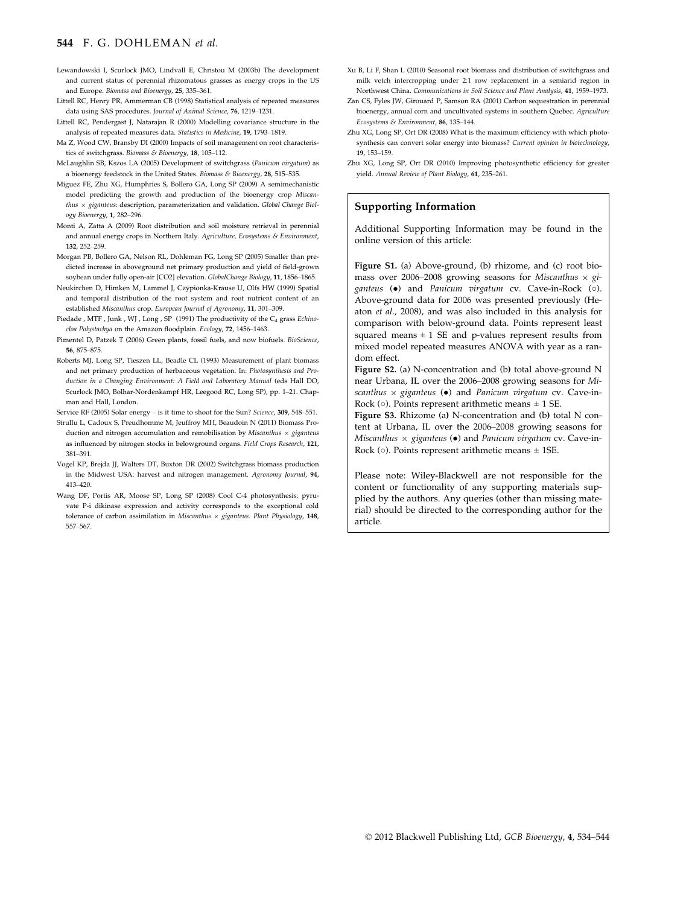Lewandowski I, Scurlock JMO, Lindvall E, Christou M (2003b) The development and current status of perennial rhizomatous grasses as energy crops in the US and Europe. *Biomass and Bioenergy*, **25**, 335–361.

Littell RC, Henry PR, Ammerman CB (1998) Statistical analysis of repeated measures data using SAS procedures. *Journal of Animal Science*, **76**, 1219–1231.

Littell RC, Pendergast J, Natarajan R (2000) Modelling covariance structure in the analysis of repeated measures data. *Statistics in Medicine*, **19**, 1793–1819.

Ma Z, Wood CW, Bransby DI (2000) Impacts of soil management on root characteristics of switchgrass. *Biomass & Bioenergy*, **18**, 105–112.

McLaughlin SB, Kszos LA (2005) Development of switchgrass (*Panicum virgatum*) as a bioenergy feedstock in the United States. *Biomass & Bioenergy*, **28**, 515–535.

Miguez FE, Zhu XG, Humphries S, Bollero GA, Long SP (2009) A semimechanistic model predicting the growth and production of the bioenergy crop *Miscanthus × giganteus*: description, parameterization and validation. *Global Change Biology Bioenergy*, **1**, 282–296.

Monti A, Zatta A (2009) Root distribution and soil moisture retrieval in perennial and annual energy crops in Northern Italy. *Agriculture, Ecosystems & Environment*, **132**, 252–259.

Morgan PB, Bollero GA, Nelson RL, Dohleman FG, Long SP (2005) Smaller than predicted increase in aboveground net primary production and yield of field-grown soybean under fully open-air [CO2] elevation. *GlobalChange Biology*, **11**, 1856–1865.

Neukirchen D, Himken M, Lammel J, Czypionka-Krause U, Olfs HW (1999) Spatial and temporal distribution of the root system and root nutrient content of an established *Miscanthus* crop. *European Journal of Agronomy*, **11**, 301–309.

Piedade , MTF , Junk , WJ , Long , SP (1991) The productivity of the $C_4$ grass *Echinocloa Polystachya* on the Amazon floodplain. *Ecology*, **72**, 1456–1463.

Pimentel D, Patzek T (2006) Green plants, fossil fuels, and now biofuels. *BioScience*, **56**, 875–875.

Roberts MJ, Long SP, Tieszen LL, Beadle CL (1993) Measurement of plant biomass and net primary production of herbaceous vegetation. In: *Photosynthesis and Production in a Changing Environment: A Field and Laboratory Manual* (eds Hall DO, Scurlock JMO, Bolhar-Nordenkampf HR, Leegood RC, Long SP), pp. 1–21. Chapman and Hall, London.

Service RF (2005) Solar energy – is it time to shoot for the Sun? *Science*, **309**, 548–551.

Strullu L, Cadoux S, Preudhomme M, Jeuffroy MH, Beaudoin N (2011) Biomass Production and nitrogen accumulation and remobilisation by *Miscanthus × giganteus* as influenced by nitrogen stocks in belowground organs. *Field Crops Research*, **121**, 381–391.

Vogel KP, Brejda JJ, Walters DT, Buxton DR (2002) Switchgrass biomass production in the Midwest USA: harvest and nitrogen management. *Agronomy Journal*, **94**, 413–420.

Wang DF, Portis AR, Moose SP, Long SP (2008) Cool C-4 photosynthesis: pyruvate P-i dikinase expression and activity corresponds to the exceptional cold tolerance of carbon assimilation in *Miscanthus × giganteus*. *Plant Physiology*, **148**, 557–567.

Xu B, Li F, Shan L (2010) Seasonal root biomass and distribution of switchgrass and milk vetch intercropping under 2:1 row replacement in a semiarid region in Northwest China. *Communications in Soil Science and Plant Analysis*, **41**, 1959–1973.

Zan CS, Fyles JW, Girouard P, Samson RA (2001) Carbon sequestration in perennial bioenergy, annual corn and uncultivated systems in southern Quebec. *Agriculture Ecosystems & Environment*, **86**, 135–144.

Zhu XG, Long SP, Ort DR (2008) What is the maximum efficiency with which photosynthesis can convert solar energy into biomass? *Current opinion in biotechnology*, **19**, 153–159.

Zhu XG, Long SP, Ort DR (2010) Improving photosynthetic efficiency for greater yield. *Annual Review of Plant Biology*, **61**, 235–261.

## Supporting Information

Additional Supporting Information may be found in the online version of this article:

**Figure S1.** (a) Above-ground, (b) rhizome, and (c) root biomass over 2006–2008 growing seasons for *Miscanthus × giganteus* (●) and *Panicum virgatum* cv. Cave-in-Rock (○). Above-ground data for 2006 was presented previously (Heaton *et al*., 2008), and was also included in this analysis for comparison with below-ground data. Points represent least squared means ± 1 SE and p-values represent results from mixed model repeated measures ANOVA with year as a random effect.

**Figure S2.** (a) N-concentration and (b) total above-ground N near Urbana, IL over the 2006–2008 growing seasons for *Miscanthus × giganteus* (●) and *Panicum virgatum* cv. Cave-in-Rock (○). Points represent arithmetic means ± 1 SE.

**Figure S3.** Rhizome (a) N-concentration and (b) total N content at Urbana, IL over the 2006–2008 growing seasons for *Miscanthus × giganteus* (●) and *Panicum virgatum* cv. Cave-in-Rock (○). Points represent arithmetic means ± 1SE.

Please note: Wiley-Blackwell are not responsible for the content or functionality of any supporting materials supplied by the authors. Any queries (other than missing material) should be directed to the corresponding author for the article.